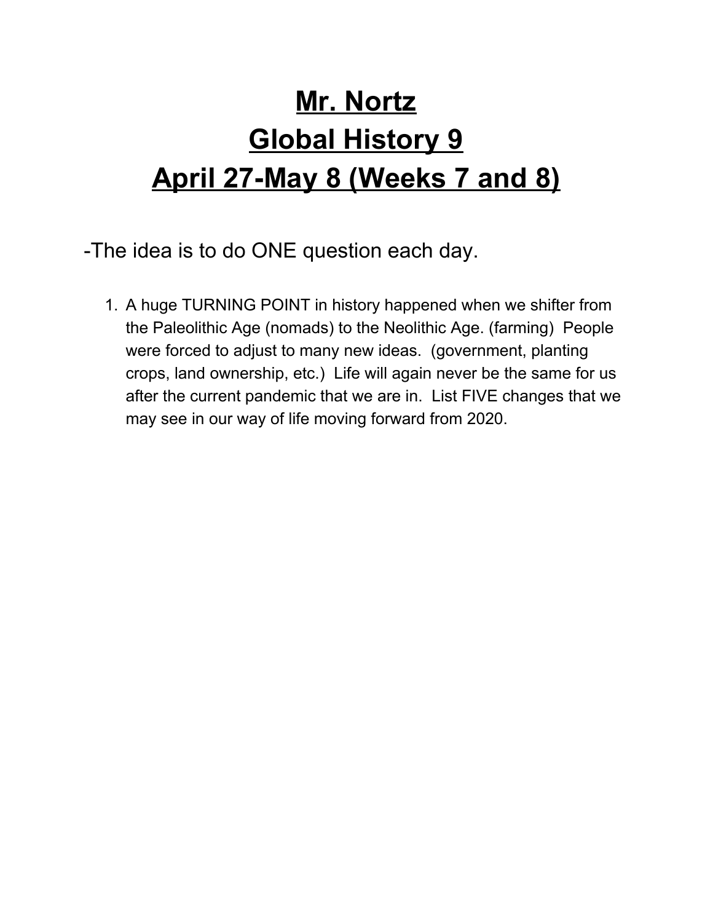# Mr. Nortz
# Global History 9
# April 27-May 8 (Weeks 7 and 8)

-The idea is to do ONE question each day.

1. A huge TURNING POINT in history happened when we shifter from the Paleolithic Age (nomads) to the Neolithic Age. (farming) People were forced to adjust to many new ideas. (government, planting crops, land ownership, etc.) Life will again never be the same for us after the current pandemic that we are in. List FIVE changes that we may see in our way of life moving forward from 2020.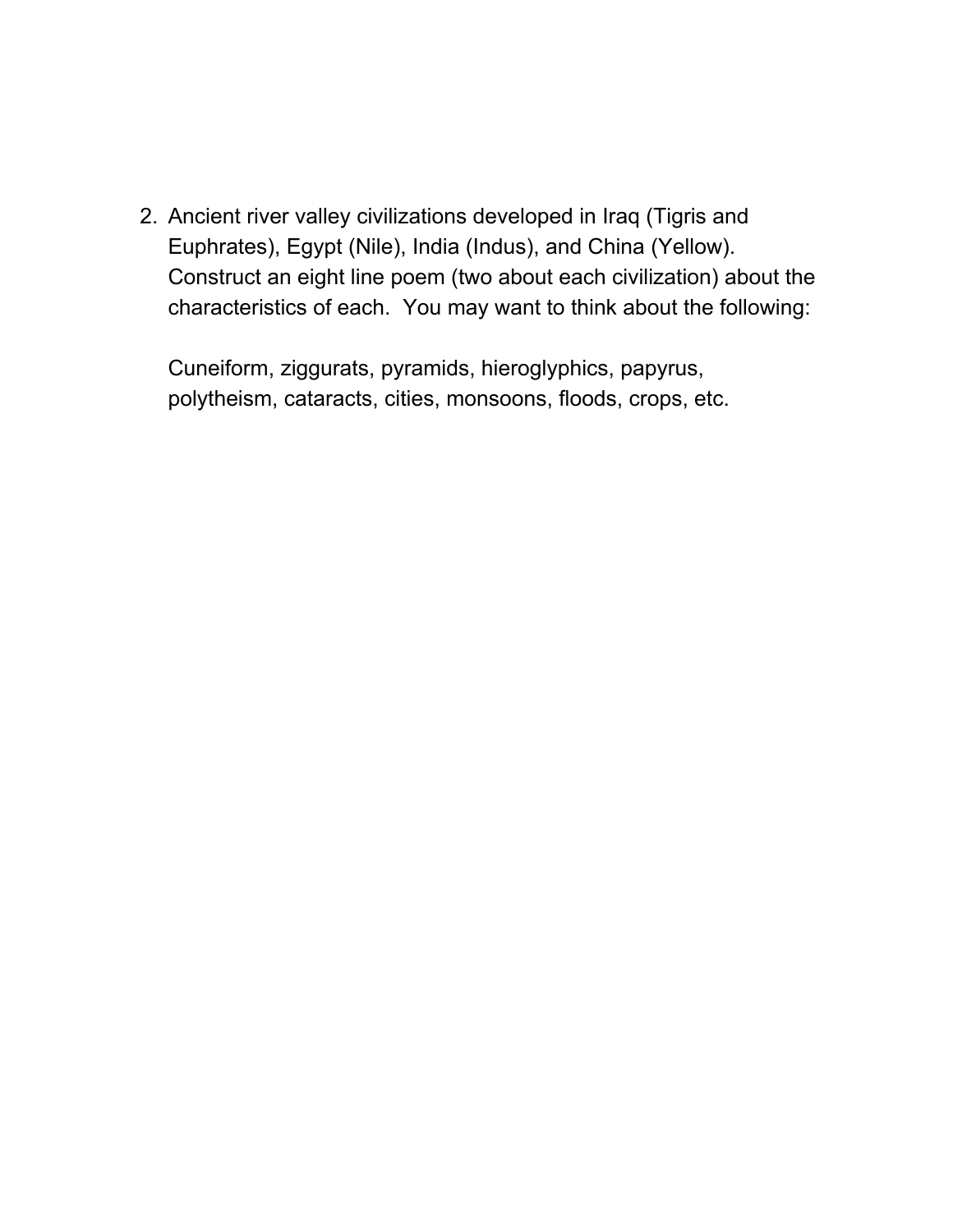2. Ancient river valley civilizations developed in Iraq (Tigris and Euphrates), Egypt (Nile), India (Indus), and China (Yellow). Construct an eight line poem (two about each civilization) about the characteristics of each. You may want to think about the following:

   Cuneiform, ziggurats, pyramids, hieroglyphics, papyrus, polytheism, cataracts, cities, monsoons, floods, crops, etc.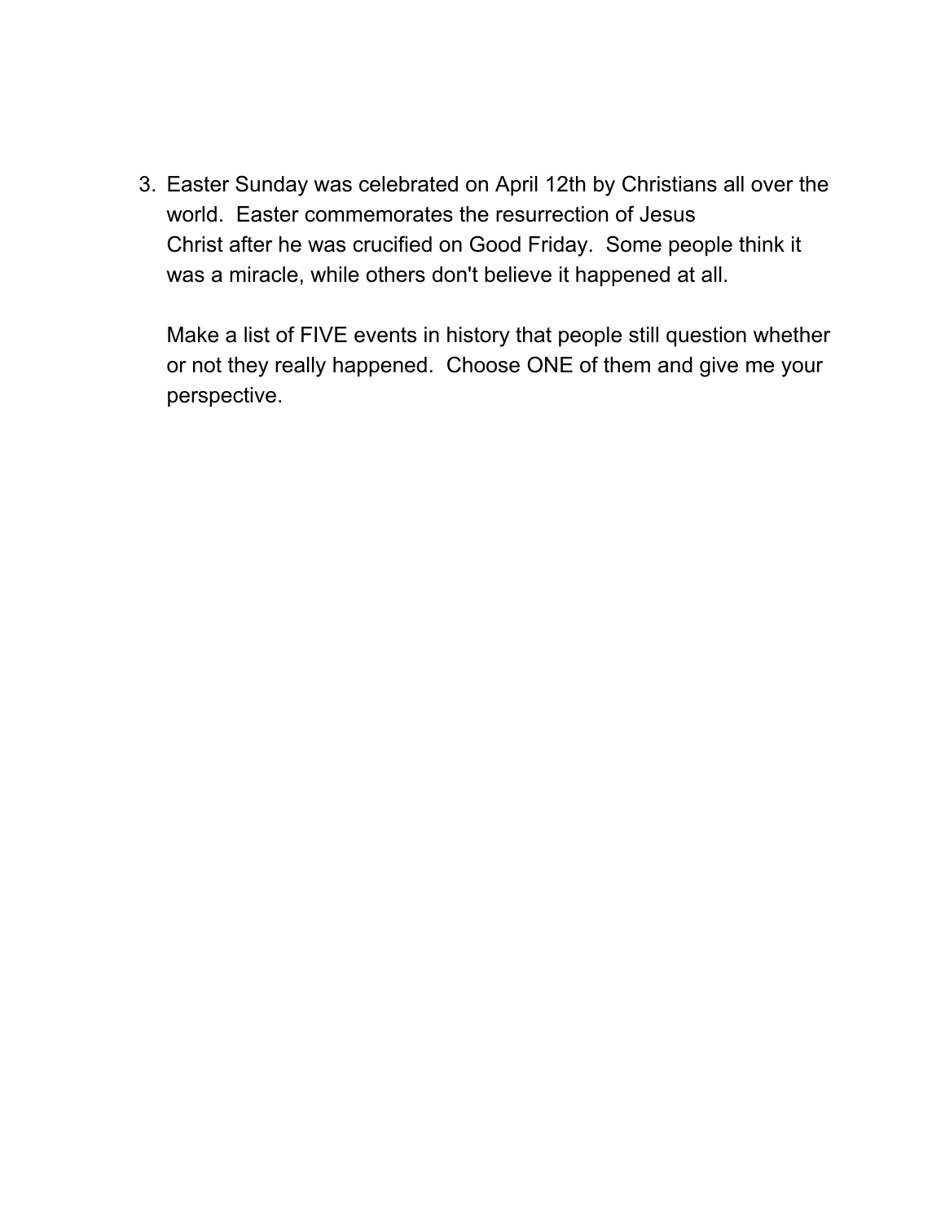3. Easter Sunday was celebrated on April 12th by Christians all over the world. Easter commemorates the resurrection of Jesus Christ after he was crucified on Good Friday. Some people think it was a miracle, while others don't believe it happened at all.

   Make a list of FIVE events in history that people still question whether or not they really happened. Choose ONE of them and give me your perspective.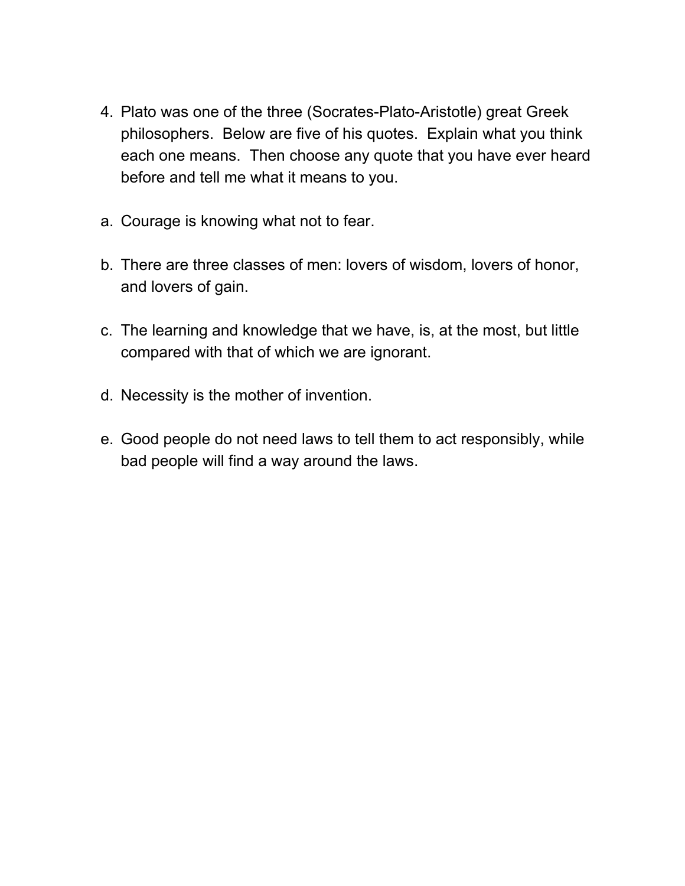4. Plato was one of the three (Socrates-Plato-Aristotle) great Greek philosophers. Below are five of his quotes. Explain what you think each one means. Then choose any quote that you have ever heard before and tell me what it means to you.

a. Courage is knowing what not to fear.

b. There are three classes of men: lovers of wisdom, lovers of honor, and lovers of gain.

c. The learning and knowledge that we have, is, at the most, but little compared with that of which we are ignorant.

d. Necessity is the mother of invention.

e. Good people do not need laws to tell them to act responsibly, while bad people will find a way around the laws.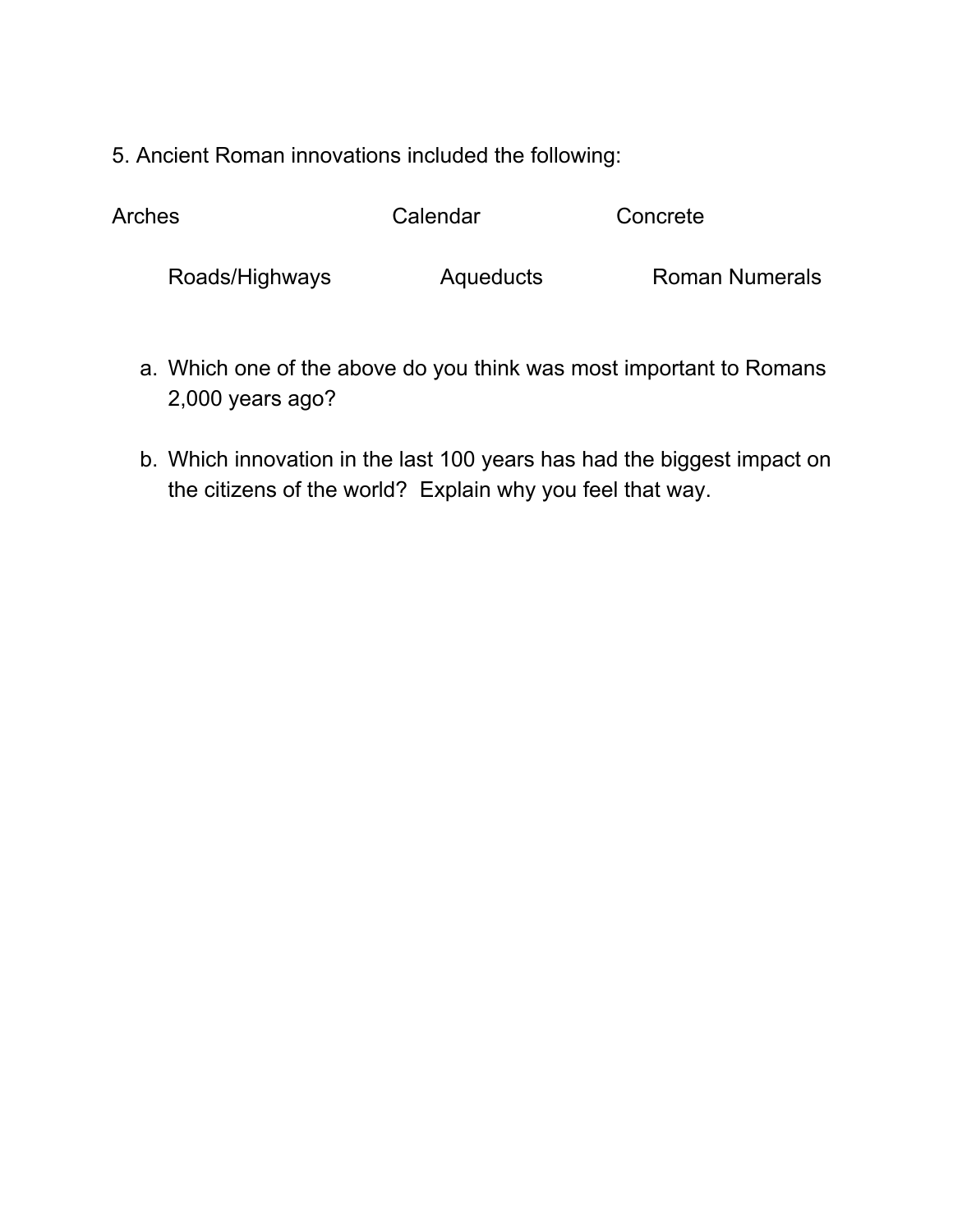5. Ancient Roman innovations included the following:

Arches          Calendar          Concrete

Roads/Highways          Aqueducts          Roman Numerals

a. Which one of the above do you think was most important to Romans 2,000 years ago?

b. Which innovation in the last 100 years has had the biggest impact on the citizens of the world? Explain why you feel that way.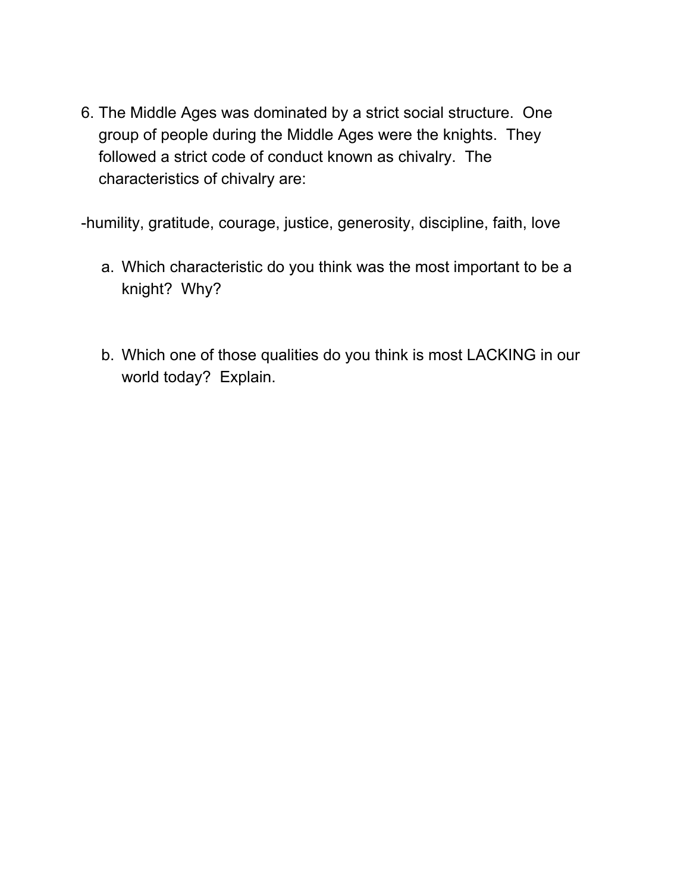6. The Middle Ages was dominated by a strict social structure. One group of people during the Middle Ages were the knights. They followed a strict code of conduct known as chivalry. The characteristics of chivalry are:

-humility, gratitude, courage, justice, generosity, discipline, faith, love

   a. Which characteristic do you think was the most important to be a knight? Why?

   b. Which one of those qualities do you think is most LACKING in our world today? Explain.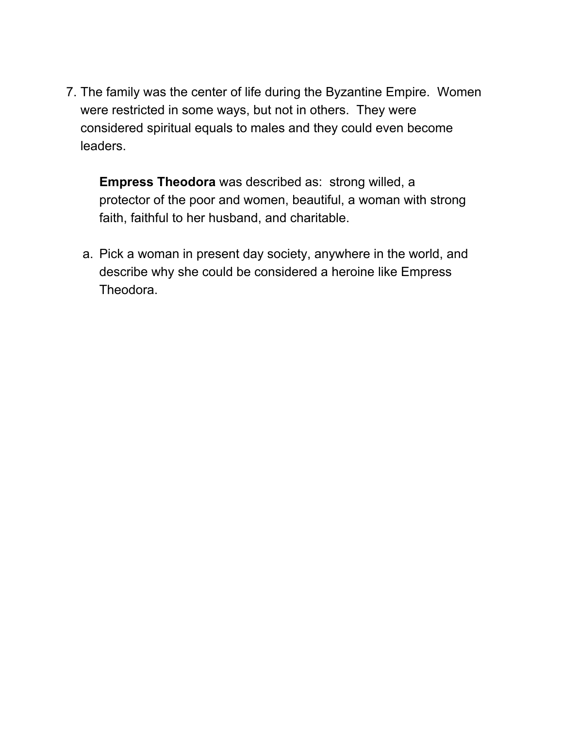7. The family was the center of life during the Byzantine Empire. Women were restricted in some ways, but not in others. They were considered spiritual equals to males and they could even become leaders.

   **Empress Theodora** was described as: strong willed, a protector of the poor and women, beautiful, a woman with strong faith, faithful to her husband, and charitable.

   a. Pick a woman in present day society, anywhere in the world, and describe why she could be considered a heroine like Empress Theodora.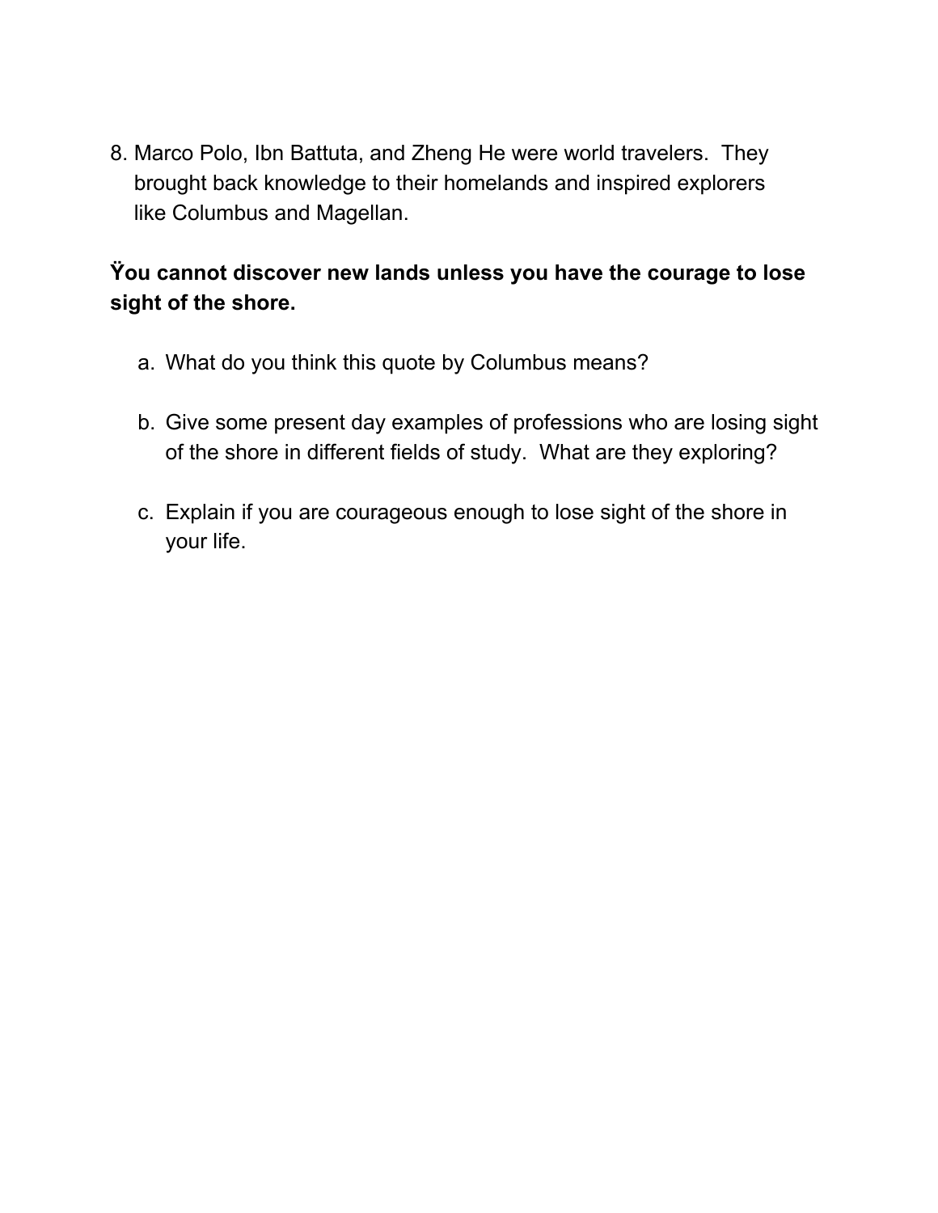8. Marco Polo, Ibn Battuta, and Zheng He were world travelers. They brought back knowledge to their homelands and inspired explorers like Columbus and Magellan.

**Ÿou cannot discover new lands unless you have the courage to lose sight of the shore.**

   a. What do you think this quote by Columbus means?

   b. Give some present day examples of professions who are losing sight of the shore in different fields of study. What are they exploring?

   c. Explain if you are courageous enough to lose sight of the shore in your life.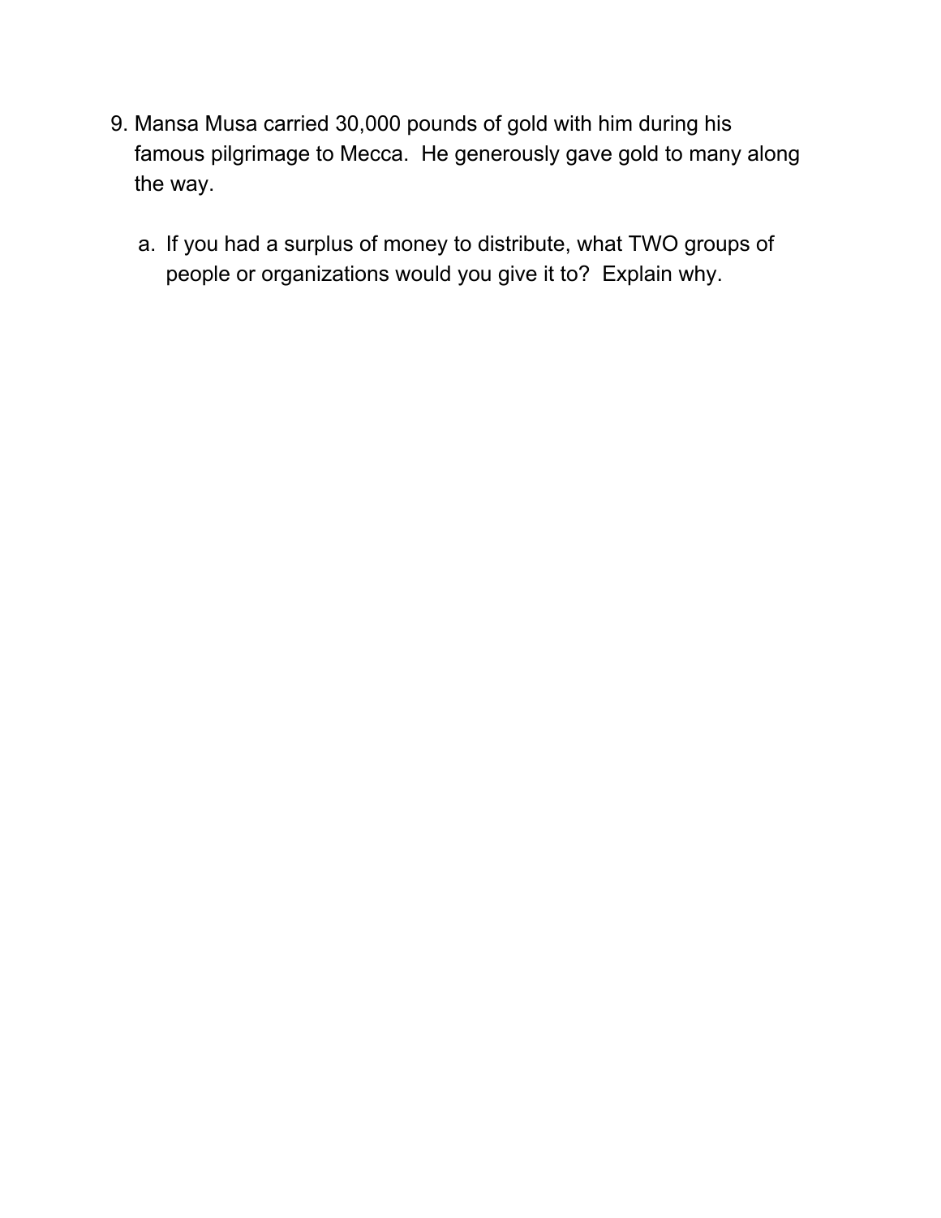9. Mansa Musa carried 30,000 pounds of gold with him during his famous pilgrimage to Mecca. He generously gave gold to many along the way.

   a. If you had a surplus of money to distribute, what TWO groups of people or organizations would you give it to? Explain why.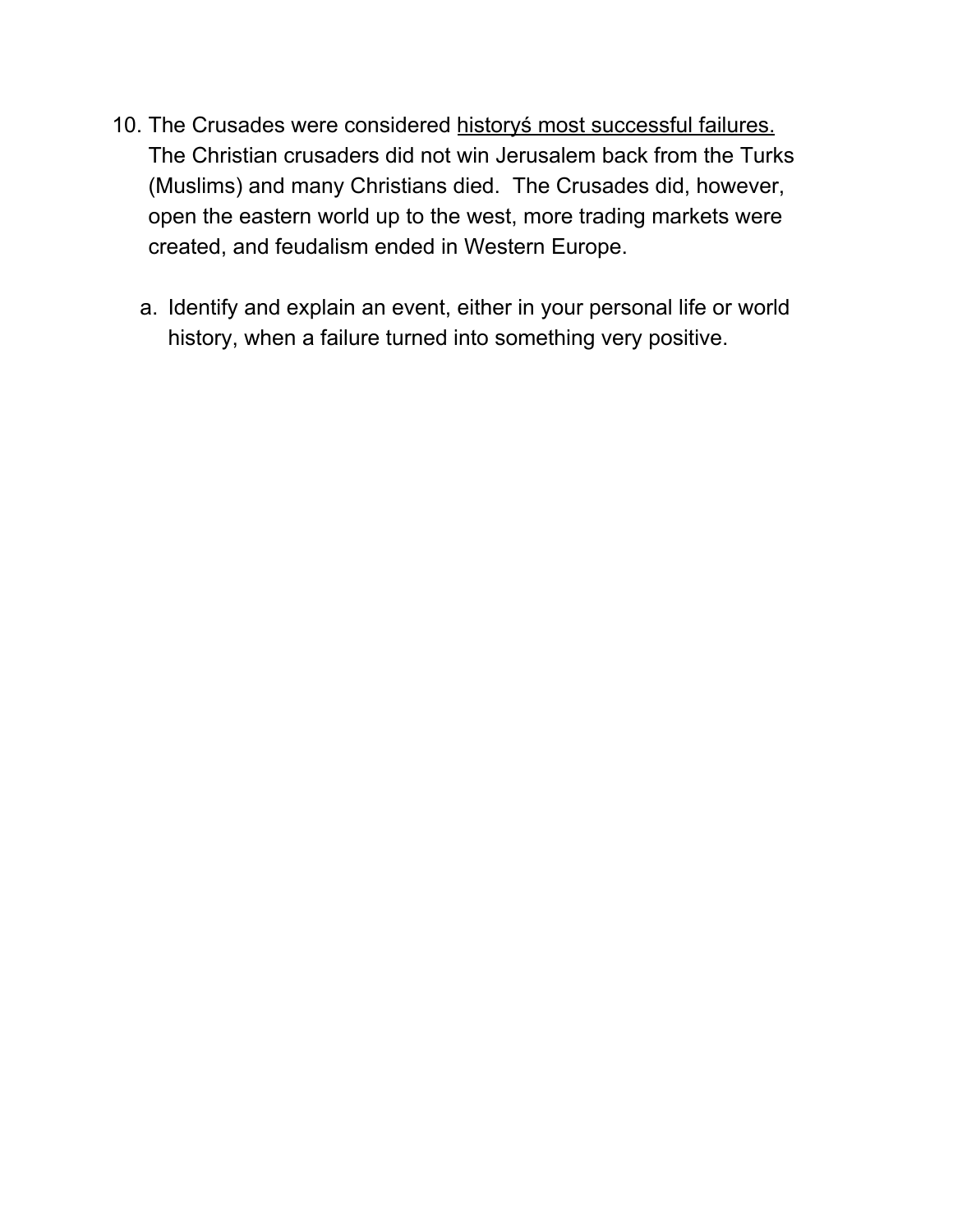10. The Crusades were considered <u>historyś most successful failures.</u> The Christian crusaders did not win Jerusalem back from the Turks (Muslims) and many Christians died. The Crusades did, however, open the eastern world up to the west, more trading markets were created, and feudalism ended in Western Europe.

    a. Identify and explain an event, either in your personal life or world history, when a failure turned into something very positive.